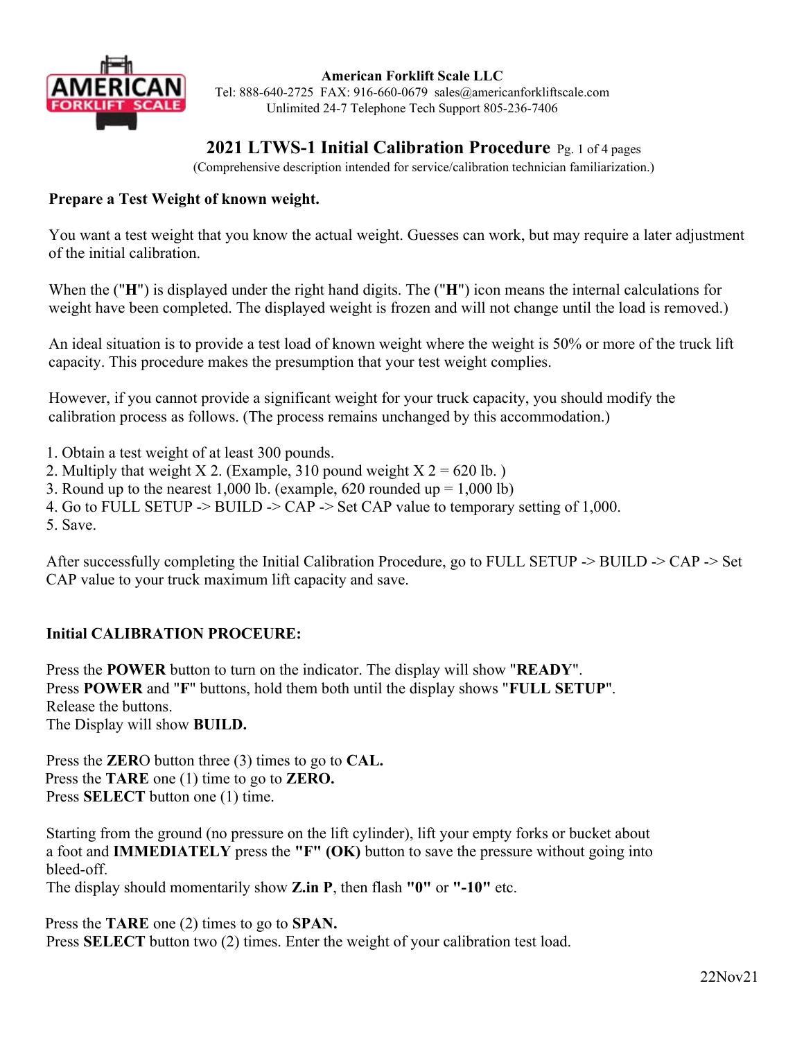**American Forklift Scale LLC**
Tel: 888-640-2725 FAX: 916-660-0679 sales@americanforkliftscale.com
Unlimited 24-7 Telephone Tech Support 805-236-7406

# 2021 LTWS-1 Initial Calibration Procedure

(Comprehensive description intended for service/calibration technician familiarization.)

**Prepare a Test Weight of known weight.**

You want a test weight that you know the actual weight. Guesses can work, but may require a later adjustment of the initial calibration.

When the ("**H**") is displayed under the right hand digits. The ("**H**") icon means the internal calculations for weight have been completed. The displayed weight is frozen and will not change until the load is removed.)

An ideal situation is to provide a test load of known weight where the weight is 50% or more of the truck lift capacity. This procedure makes the presumption that your test weight complies.

However, if you cannot provide a significant weight for your truck capacity, you should modify the calibration process as follows. (The process remains unchanged by this accommodation.)

1. Obtain a test weight of at least 300 pounds.
2. Multiply that weight X 2. (Example, 310 pound weight X 2 = 620 lb. )
3. Round up to the nearest 1,000 lb. (example, 620 rounded up = 1,000 lb)
4. Go to FULL SETUP -> BUILD -> CAP -> Set CAP value to temporary setting of 1,000.
5. Save.

After successfully completing the Initial Calibration Procedure, go to FULL SETUP -> BUILD -> CAP -> Set CAP value to your truck maximum lift capacity and save.

**Initial CALIBRATION PROCEURE:**

Press the **POWER** button to turn on the indicator. The display will show "**READY**".
Press **POWER** and "**F**" buttons, hold them both until the display shows "**FULL SETUP**".
Release the buttons.
The Display will show **BUILD.**

Press the **ZER**O button three (3) times to go to **CAL.**
Press the **TARE** one (1) time to go to **ZERO.**
Press **SELECT** button one (1) time.

Starting from the ground (no pressure on the lift cylinder), lift your empty forks or bucket about a foot and **IMMEDIATELY** press the **"F" (OK)** button to save the pressure without going into bleed-off.
The display should momentarily show **Z.in P**, then flash **"0"** or **"-10"** etc.

Press the **TARE** one (2) times to go to **SPAN.**
Press **SELECT** button two (2) times. Enter the weight of your calibration test load.

22Nov21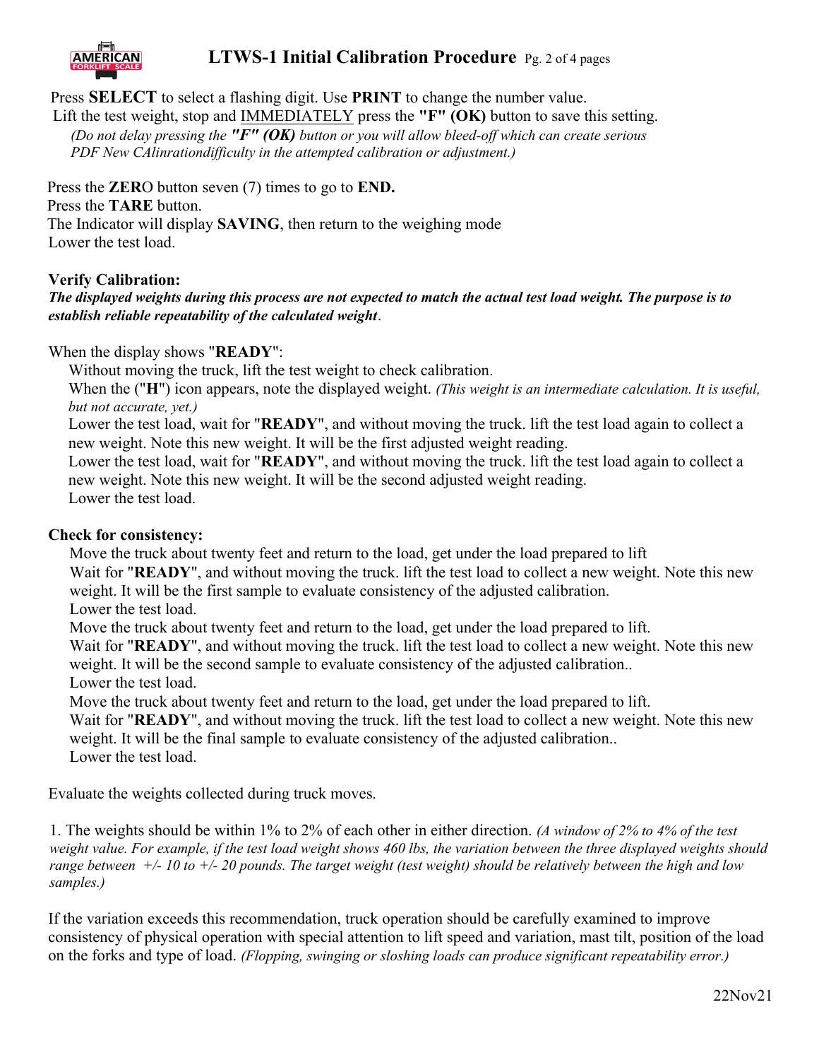Press **SELECT** to select a flashing digit. Use **PRINT** to change the number value.
Lift the test weight, stop and IMMEDIATELY press the **"F" (OK)** button to save this setting.
*(Do not delay pressing the **"F" (OK)** button or you will allow bleed-off which can create serious PDF New CAlinrationdifficulty in the attempted calibration or adjustment.)*

Press the **ZER**O button seven (7) times to go to **END.**
Press the **TARE** button.
The Indicator will display **SAVING**, then return to the weighing mode
Lower the test load.

**Verify Calibration:**
***The displayed weights during this process are not expected to match the actual test load weight. The purpose is to establish reliable repeatability of the calculated weight***.

When the display shows "**READY**":

Without moving the truck, lift the test weight to check calibration.
When the ("**H**") icon appears, note the displayed weight. *(This weight is an intermediate calculation. It is useful, but not accurate, yet.)*
Lower the test load, wait for "**READY**", and without moving the truck. lift the test load again to collect a new weight. Note this new weight. It will be the first adjusted weight reading.
Lower the test load, wait for "**READY**", and without moving the truck. lift the test load again to collect a new weight. Note this new weight. It will be the second adjusted weight reading.
Lower the test load.

**Check for consistency:**

Move the truck about twenty feet and return to the load, get under the load prepared to lift
Wait for "**READY**", and without moving the truck. lift the test load to collect a new weight. Note this new weight. It will be the first sample to evaluate consistency of the adjusted calibration.
Lower the test load.
Move the truck about twenty feet and return to the load, get under the load prepared to lift.
Wait for "**READY**", and without moving the truck. lift the test load to collect a new weight. Note this new weight. It will be the second sample to evaluate consistency of the adjusted calibration..
Lower the test load.
Move the truck about twenty feet and return to the load, get under the load prepared to lift.
Wait for "**READY**", and without moving the truck. lift the test load to collect a new weight. Note this new weight. It will be the final sample to evaluate consistency of the adjusted calibration..
Lower the test load.

Evaluate the weights collected during truck moves.

1. The weights should be within 1% to 2% of each other in either direction. *(A window of 2% to 4% of the test weight value. For example, if the test load weight shows 460 lbs, the variation between the three displayed weights should range between +/- 10 to +/- 20 pounds. The target weight (test weight) should be relatively between the high and low samples.)*

If the variation exceeds this recommendation, truck operation should be carefully examined to improve consistency of physical operation with special attention to lift speed and variation, mast tilt, position of the load on the forks and type of load. *(Flopping, swinging or sloshing loads can produce significant repeatability error.)*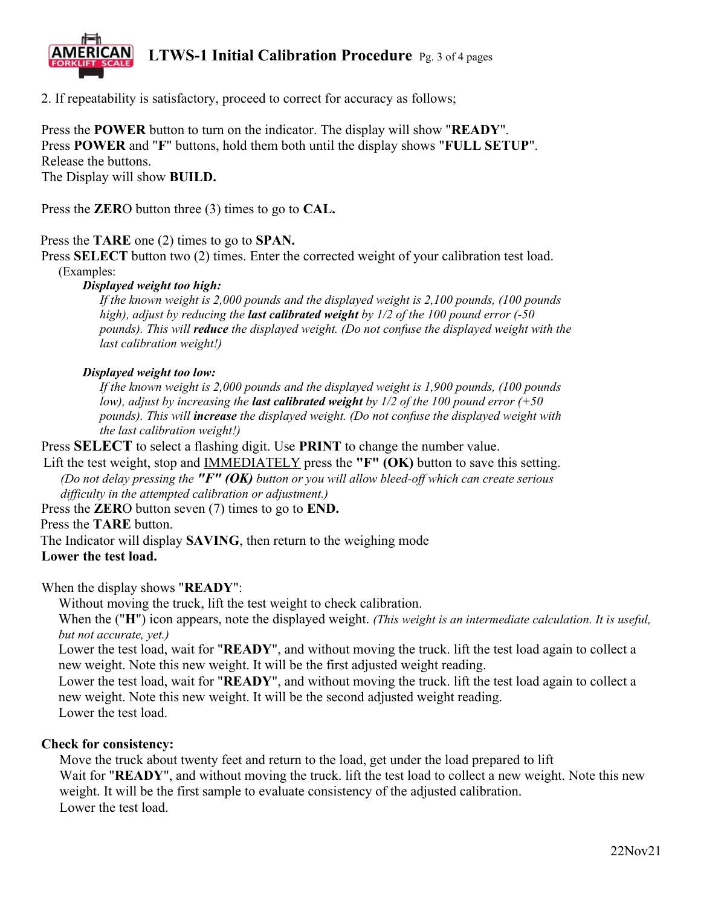2. If repeatability is satisfactory, proceed to correct for accuracy as follows;

Press the **POWER** button to turn on the indicator. The display will show "**READY**".
Press **POWER** and "**F**" buttons, hold them both until the display shows "**FULL SETUP**".
Release the buttons.
The Display will show **BUILD.**

Press the **ZER**O button three (3) times to go to **CAL.**

Press the **TARE** one (2) times to go to **SPAN.**
Press **SELECT** button two (2) times. Enter the corrected weight of your calibration test load.
(Examples:

***Displayed weight too high:***
*If the known weight is 2,000 pounds and the displayed weight is 2,100 pounds, (100 pounds high), adjust by reducing the **last calibrated weight** by 1/2 of the 100 pound error (-50 pounds). This will **reduce** the displayed weight. (Do not confuse the displayed weight with the last calibration weight!)*

***Displayed weight too low:***
*If the known weight is 2,000 pounds and the displayed weight is 1,900 pounds, (100 pounds low), adjust by increasing the **last calibrated weight** by 1/2 of the 100 pound error (+50 pounds). This will **increase** the displayed weight. (Do not confuse the displayed weight with the last calibration weight!)*

Press **SELECT** to select a flashing digit. Use **PRINT** to change the number value.
Lift the test weight, stop and IMMEDIATELY press the **"F" (OK)** button to save this setting.
*(Do not delay pressing the **"F" (OK)** button or you will allow bleed-off which can create serious difficulty in the attempted calibration or adjustment.)*
Press the **ZER**O button seven (7) times to go to **END.**
Press the **TARE** button.
The Indicator will display **SAVING**, then return to the weighing mode
**Lower the test load.**

When the display shows "**READY**":
Without moving the truck, lift the test weight to check calibration.
When the ("**H**") icon appears, note the displayed weight. *(This weight is an intermediate calculation. It is useful, but not accurate, yet.)*
Lower the test load, wait for "**READY**", and without moving the truck. lift the test load again to collect a new weight. Note this new weight. It will be the first adjusted weight reading.
Lower the test load, wait for "**READY**", and without moving the truck. lift the test load again to collect a new weight. Note this new weight. It will be the second adjusted weight reading.
Lower the test load.

**Check for consistency:**
Move the truck about twenty feet and return to the load, get under the load prepared to lift
Wait for "**READY**", and without moving the truck. lift the test load to collect a new weight. Note this new weight. It will be the first sample to evaluate consistency of the adjusted calibration.
Lower the test load.

22Nov21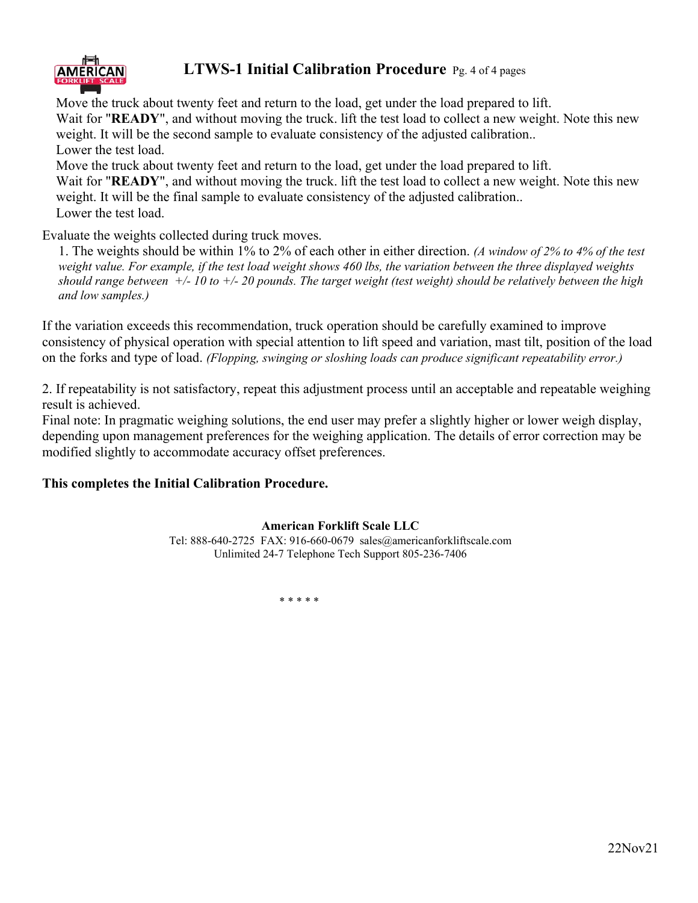Move the truck about twenty feet and return to the load, get under the load prepared to lift.
Wait for "**READY**", and without moving the truck. lift the test load to collect a new weight. Note this new weight. It will be the second sample to evaluate consistency of the adjusted calibration..
Lower the test load.
Move the truck about twenty feet and return to the load, get under the load prepared to lift.
Wait for "**READY**", and without moving the truck. lift the test load to collect a new weight. Note this new weight. It will be the final sample to evaluate consistency of the adjusted calibration..
Lower the test load.

Evaluate the weights collected during truck moves.

1. The weights should be within 1% to 2% of each other in either direction. *(A window of 2% to 4% of the test weight value. For example, if the test load weight shows 460 lbs, the variation between the three displayed weights should range between +/- 10 to +/- 20 pounds. The target weight (test weight) should be relatively between the high and low samples.)*

If the variation exceeds this recommendation, truck operation should be carefully examined to improve consistency of physical operation with special attention to lift speed and variation, mast tilt, position of the load on the forks and type of load. *(Flopping, swinging or sloshing loads can produce significant repeatability error.)*

2. If repeatability is not satisfactory, repeat this adjustment process until an acceptable and repeatable weighing result is achieved.

Final note: In pragmatic weighing solutions, the end user may prefer a slightly higher or lower weigh display, depending upon management preferences for the weighing application. The details of error correction may be modified slightly to accommodate accuracy offset preferences.

**This completes the Initial Calibration Procedure.**

**American Forklift Scale LLC**
Tel: 888-640-2725 FAX: 916-660-0679 sales@americanforkliftscale.com
Unlimited 24-7 Telephone Tech Support 805-236-7406

\* \* \* \* \*